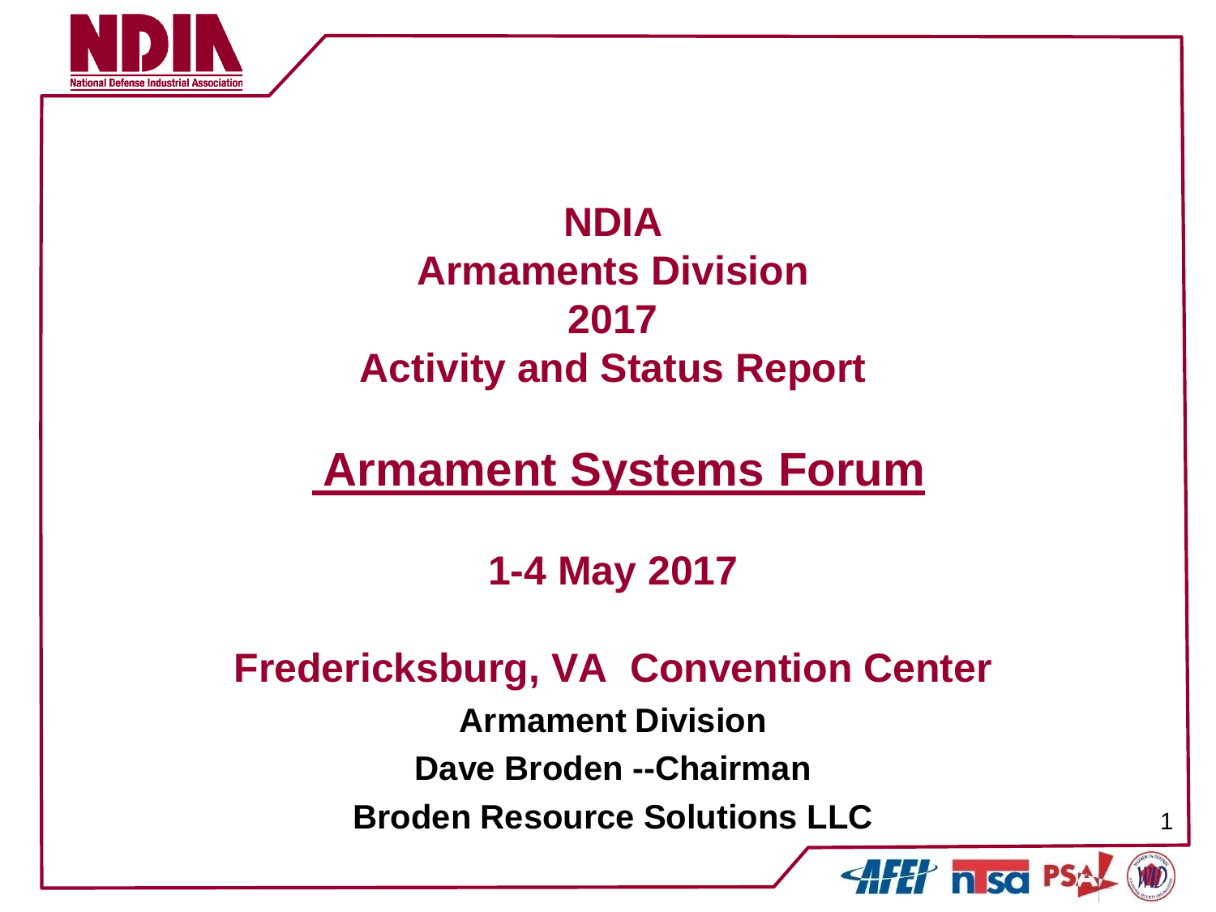# NDIA Armaments Division 2017 Activity and Status Report

## Armament Systems Forum

**1-4 May 2017**

**Fredericksburg, VA Convention Center**

**Armament Division**

**Dave Broden --Chairman**

**Broden Resource Solutions LLC**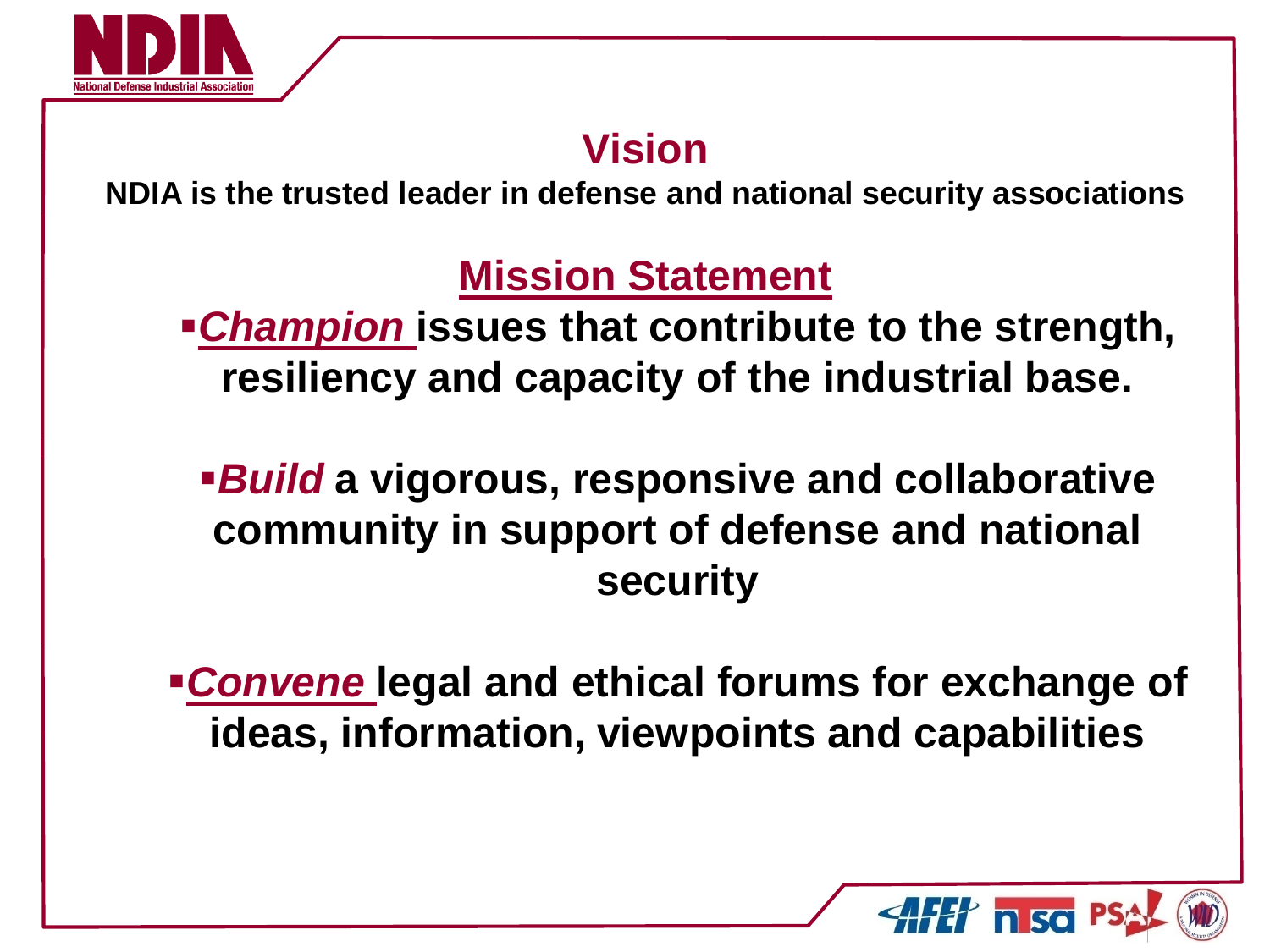## Vision

**NDIA is the trusted leader in defense and national security associations**

## Mission Statement

- ***Champion*** **issues that contribute to the strength, resiliency and capacity of the industrial base.**
- ***Build*** **a vigorous, responsive and collaborative community in support of defense and national security**
- ***Convene*** **legal and ethical forums for exchange of ideas, information, viewpoints and capabilities**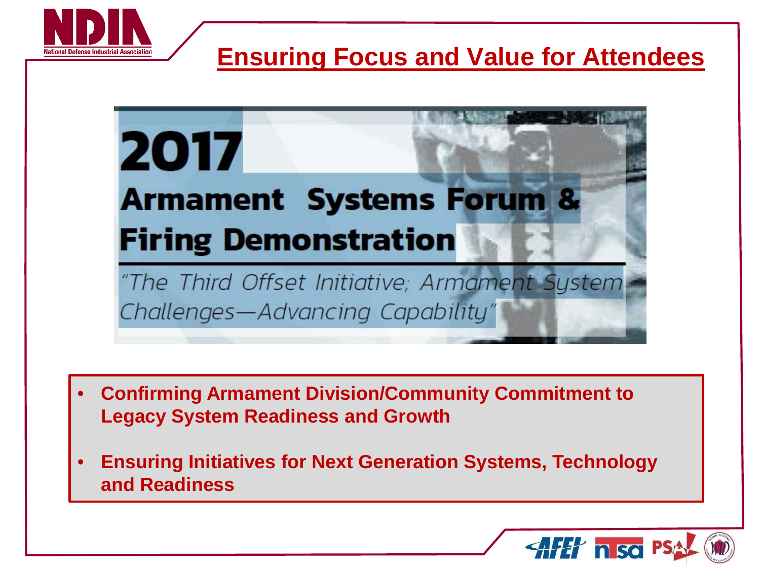# Ensuring Focus and Value for Attendees

**2017**

**Armament Systems Forum & Firing Demonstration**

*"The Third Offset Initiative; Armament System Challenges—Advancing Capability"*

- **Confirming Armament Division/Community Commitment to Legacy System Readiness and Growth**
- **Ensuring Initiatives for Next Generation Systems, Technology and Readiness**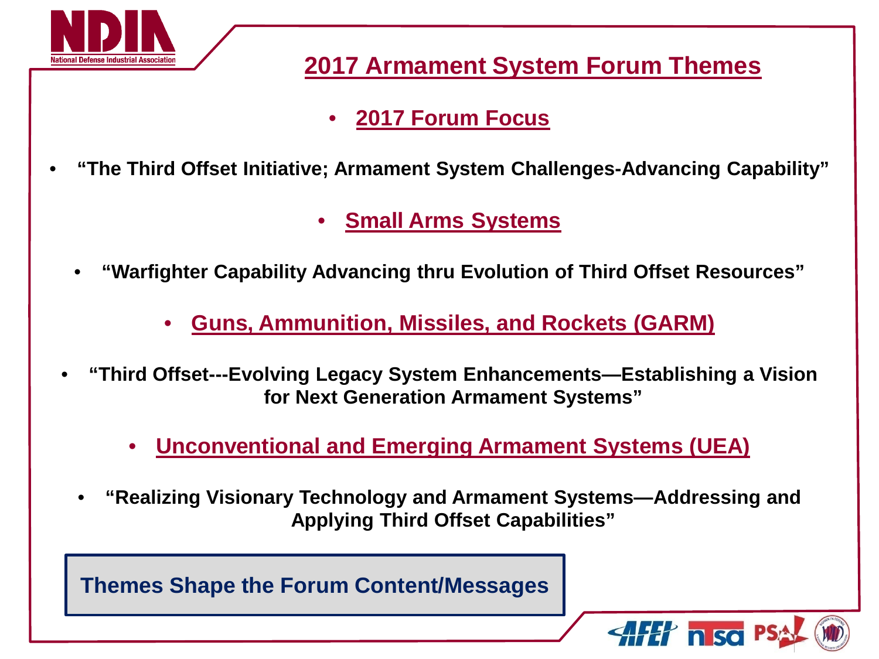# 2017 Armament System Forum Themes

- **2017 Forum Focus**

- **"The Third Offset Initiative; Armament System Challenges-Advancing Capability"**

- **Small Arms Systems**

- **"Warfighter Capability Advancing thru Evolution of Third Offset Resources"**

- **Guns, Ammunition, Missiles, and Rockets (GARM)**

- **"Third Offset---Evolving Legacy System Enhancements—Establishing a Vision for Next Generation Armament Systems"**

- **Unconventional and Emerging Armament Systems (UEA)**

- **"Realizing Visionary Technology and Armament Systems—Addressing and Applying Third Offset Capabilities"**

**Themes Shape the Forum Content/Messages**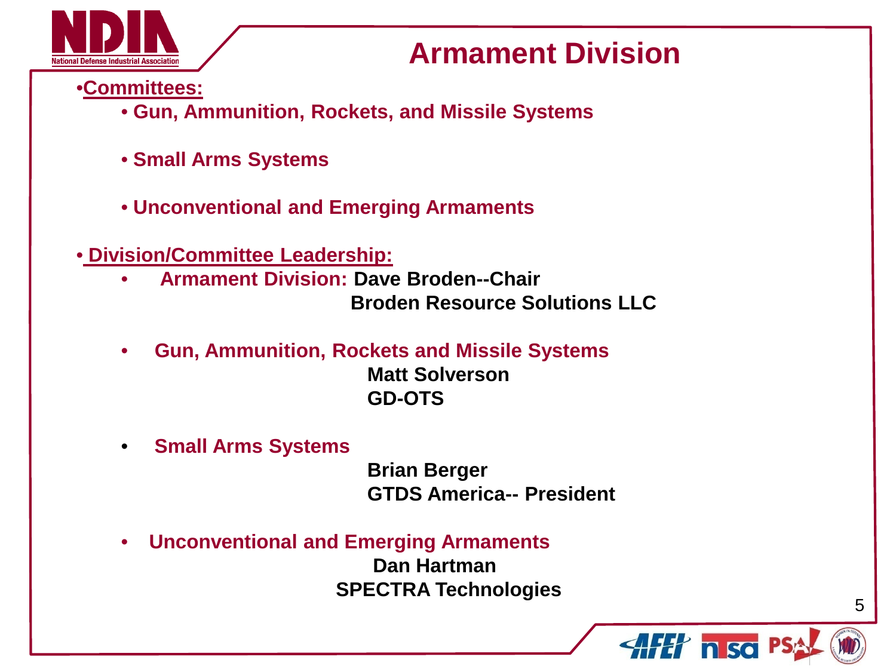# Armament Division

- **Committees:**
  - **Gun, Ammunition, Rockets, and Missile Systems**
  - **Small Arms Systems**
  - **Unconventional and Emerging Armaments**

- **Division/Committee Leadership:**
  - **Armament Division: Dave Broden--Chair**
    **Broden Resource Solutions LLC**
  - **Gun, Ammunition, Rockets and Missile Systems**
    **Matt Solverson**
    **GD-OTS**
  - **Small Arms Systems**
    **Brian Berger**
    **GTDS America-- President**
  - **Unconventional and Emerging Armaments**
    **Dan Hartman**
    **SPECTRA Technologies**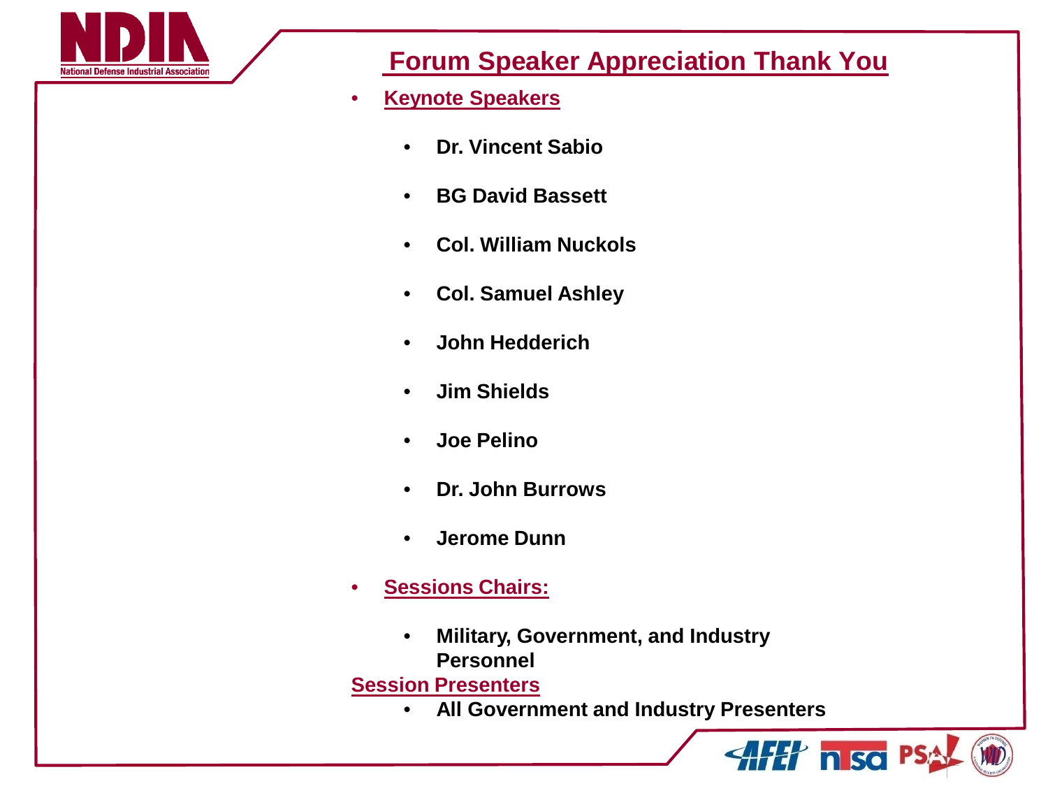# Forum Speaker Appreciation Thank You

- **Keynote Speakers**
  - **Dr. Vincent Sabio**
  - **BG David Bassett**
  - **Col. William Nuckols**
  - **Col. Samuel Ashley**
  - **John Hedderich**
  - **Jim Shields**
  - **Joe Pelino**
  - **Dr. John Burrows**
  - **Jerome Dunn**
- **Sessions Chairs:**
  - **Military, Government, and Industry Personnel**

**Session Presenters**

- **All Government and Industry Presenters**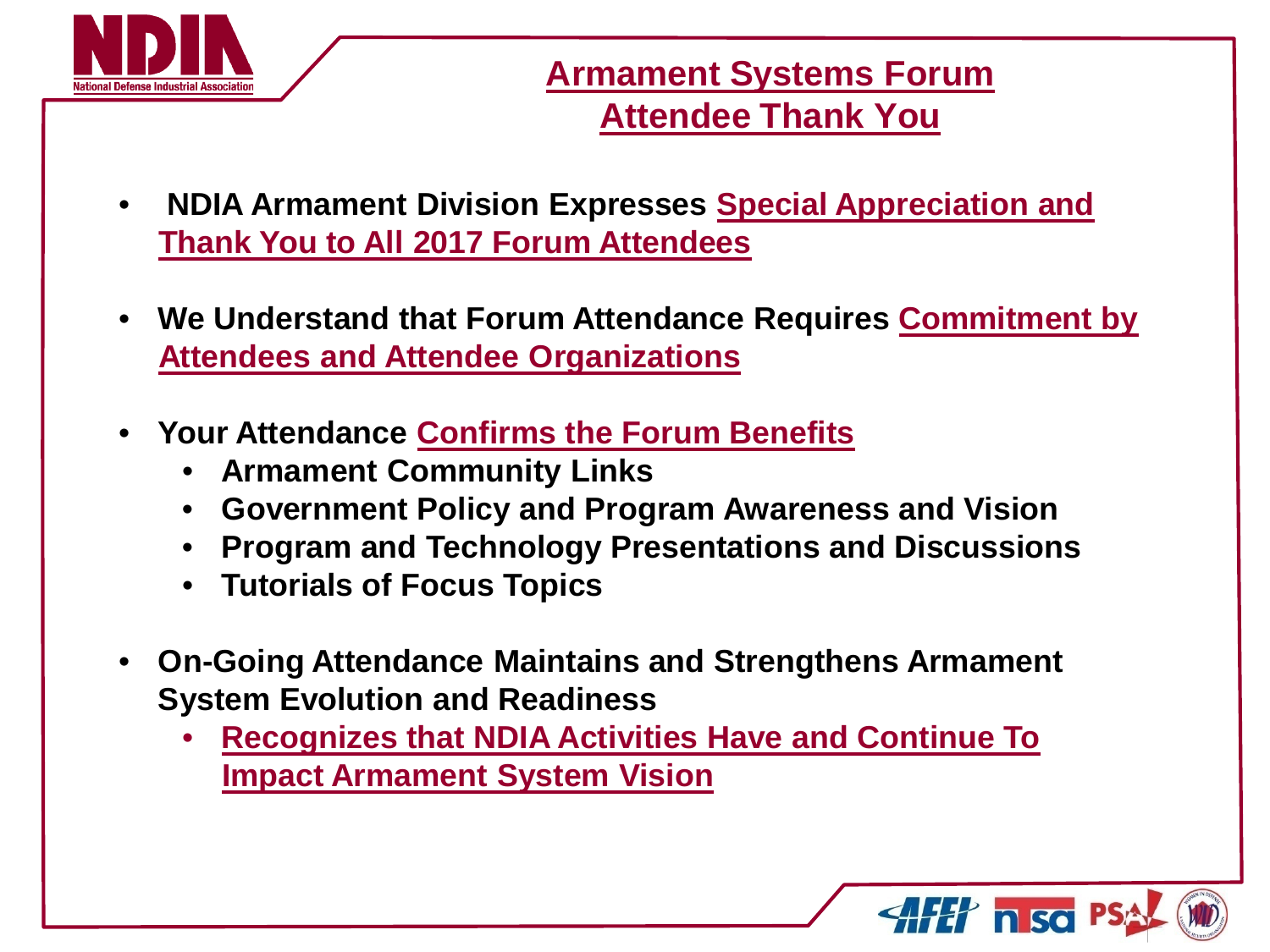# Armament Systems Forum Attendee Thank You

- NDIA Armament Division Expresses **Special Appreciation and Thank You to All 2017 Forum Attendees**
- We Understand that Forum Attendance Requires **Commitment by Attendees and Attendee Organizations**
- Your Attendance **Confirms the Forum Benefits**
  - Armament Community Links
  - Government Policy and Program Awareness and Vision
  - Program and Technology Presentations and Discussions
  - Tutorials of Focus Topics
- On-Going Attendance Maintains and Strengthens Armament System Evolution and Readiness
  - **Recognizes that NDIA Activities Have and Continue To Impact Armament System Vision**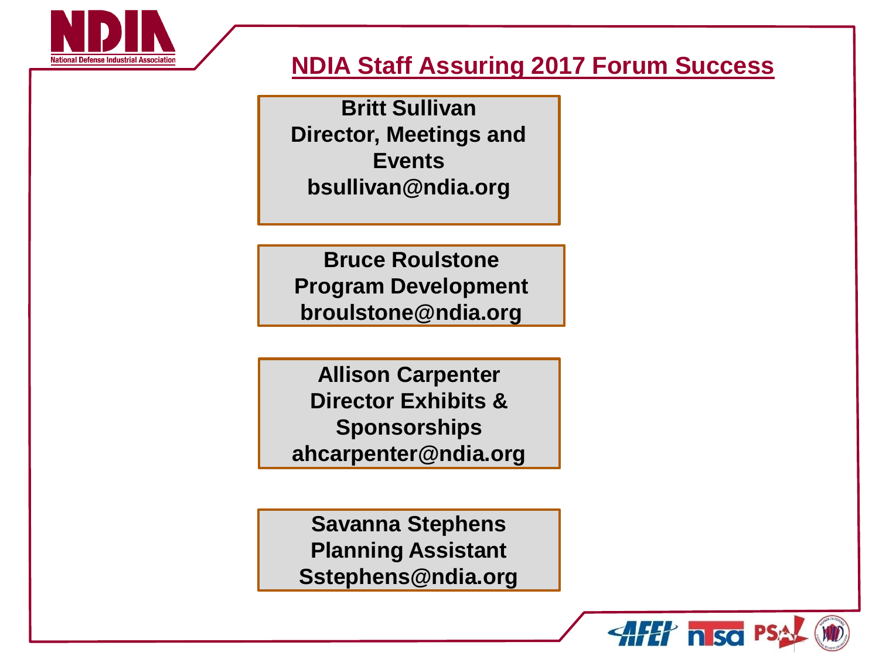# NDIA Staff Assuring 2017 Forum Success

**Britt Sullivan**
**Director, Meetings and Events**
**bsullivan@ndia.org**

**Bruce Roulstone**
**Program Development**
**broulstone@ndia.org**

**Allison Carpenter**
**Director Exhibits & Sponsorships**
**ahcarpenter@ndia.org**

**Savanna Stephens**
**Planning Assistant**
**Sstephens@ndia.org**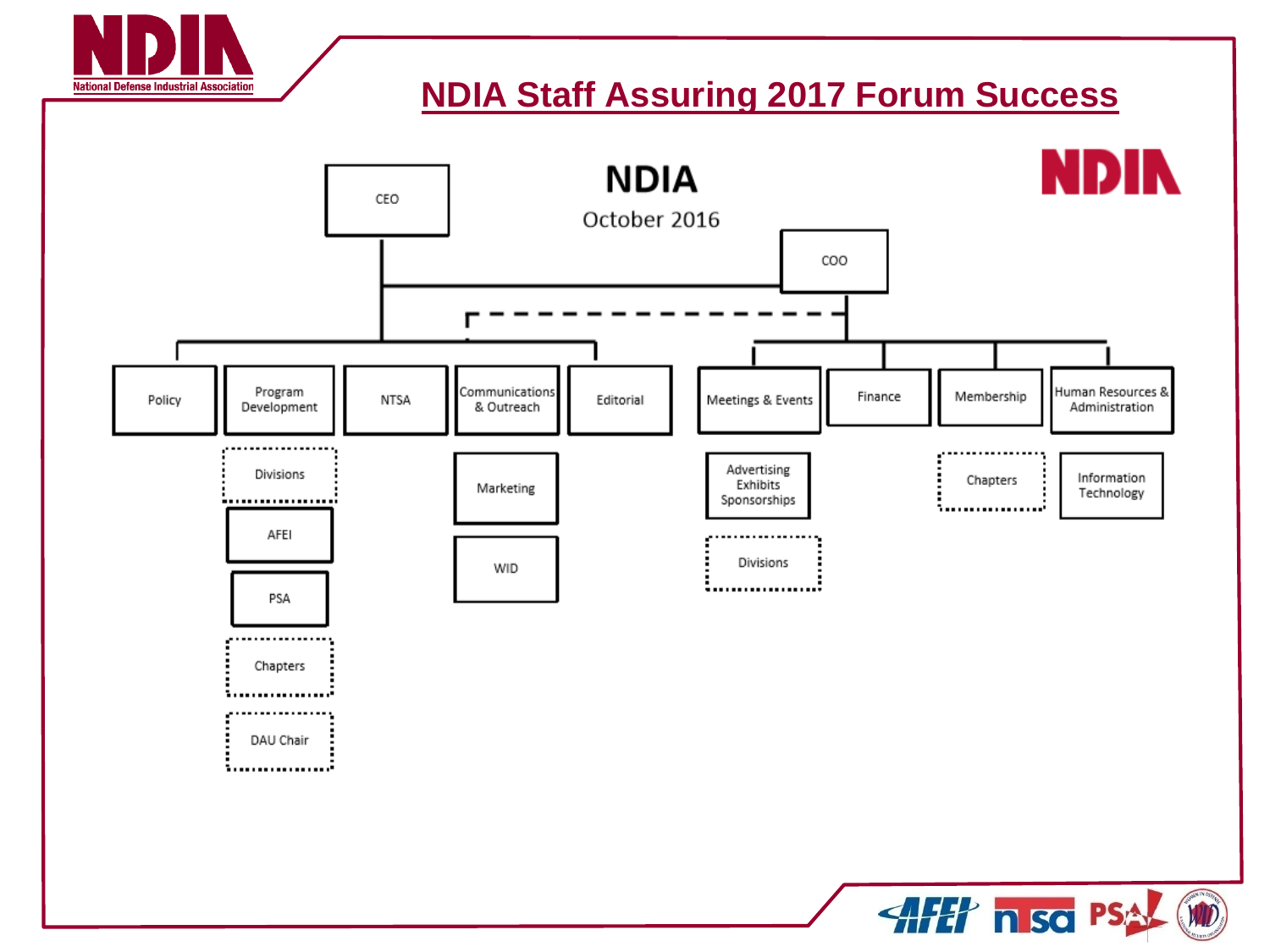# NDIA Staff Assuring 2017 Forum Success

## NDIA

October 2016

- CEO
  - Policy
  - Program Development
    - Divisions
    - AFEI
    - PSA
    - Chapters
    - DAU Chair
  - NTSA
  - Communications & Outreach
    - Marketing
    - WID
  - Editorial
- COO
  - Meetings & Events
    - Advertising Exhibits Sponsorships
    - Divisions
  - Finance
  - Membership
    - Chapters
  - Human Resources & Administration
    - Information Technology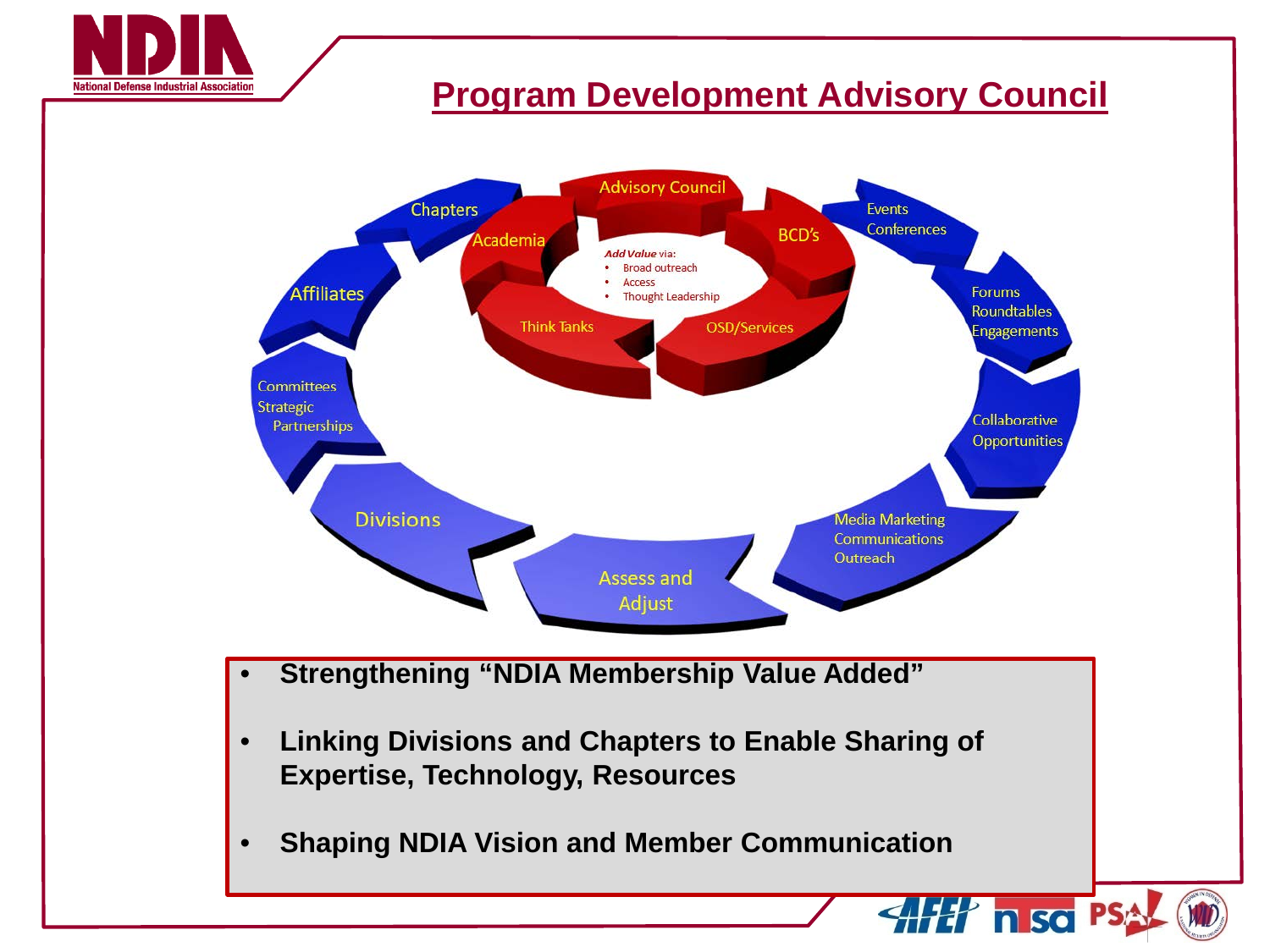# Program Development Advisory Council

Advisory Council

Academia

BCD's

Think Tanks

OSD/Services

*Add Value* via:

- Broad outreach
- Access
- Thought Leadership

Chapters

Affiliates

Committees Strategic Partnerships

Divisions

Assess and Adjust

Media Marketing Communications Outreach

Collaborative Opportunities

Forums Roundtables Engagements

Events Conferences

- **Strengthening "NDIA Membership Value Added"**
- **Linking Divisions and Chapters to Enable Sharing of Expertise, Technology, Resources**
- **Shaping NDIA Vision and Member Communication**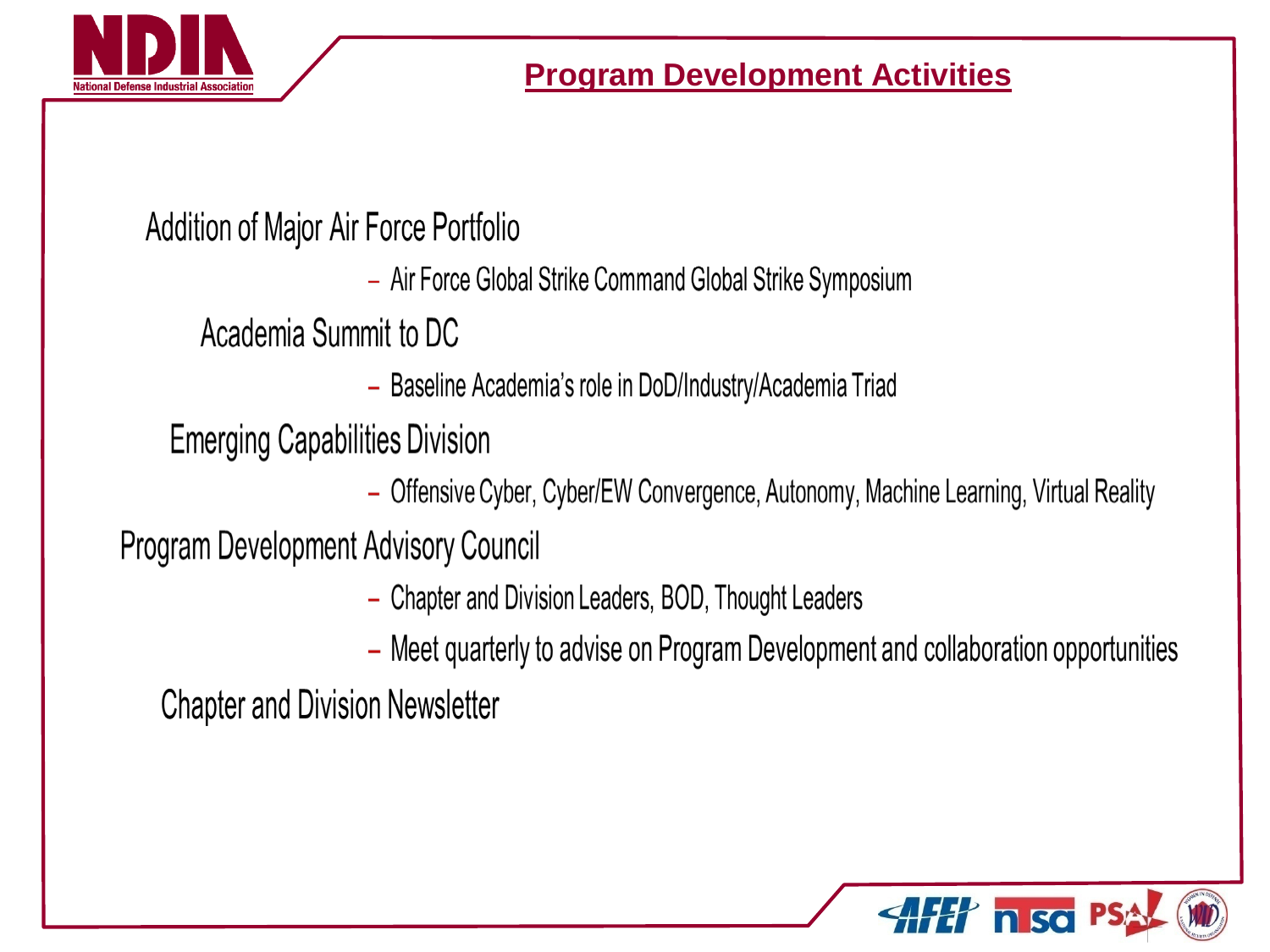## Program Development Activities

Addition of Major Air Force Portfolio

- Air Force Global Strike Command Global Strike Symposium

Academia Summit to DC

- Baseline Academia's role in DoD/Industry/Academia Triad

Emerging Capabilities Division

- Offensive Cyber, Cyber/EW Convergence, Autonomy, Machine Learning, Virtual Reality

Program Development Advisory Council

- Chapter and Division Leaders, BOD, Thought Leaders
- Meet quarterly to advise on Program Development and collaboration opportunities

Chapter and Division Newsletter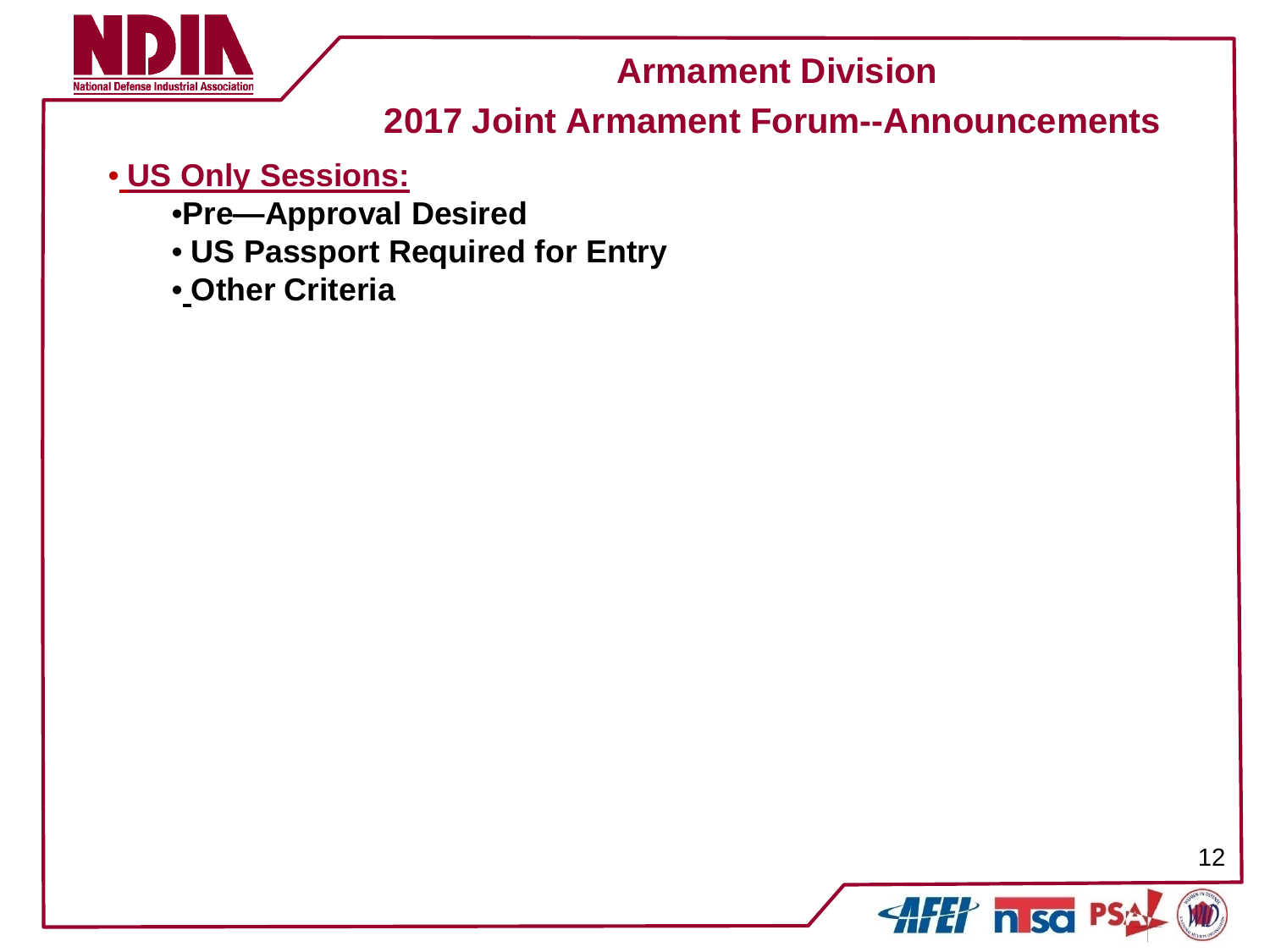# Armament Division

## 2017 Joint Armament Forum--Announcements

- **US Only Sessions:**
  - **Pre—Approval Desired**
  - **US Passport Required for Entry**
  - **Other Criteria**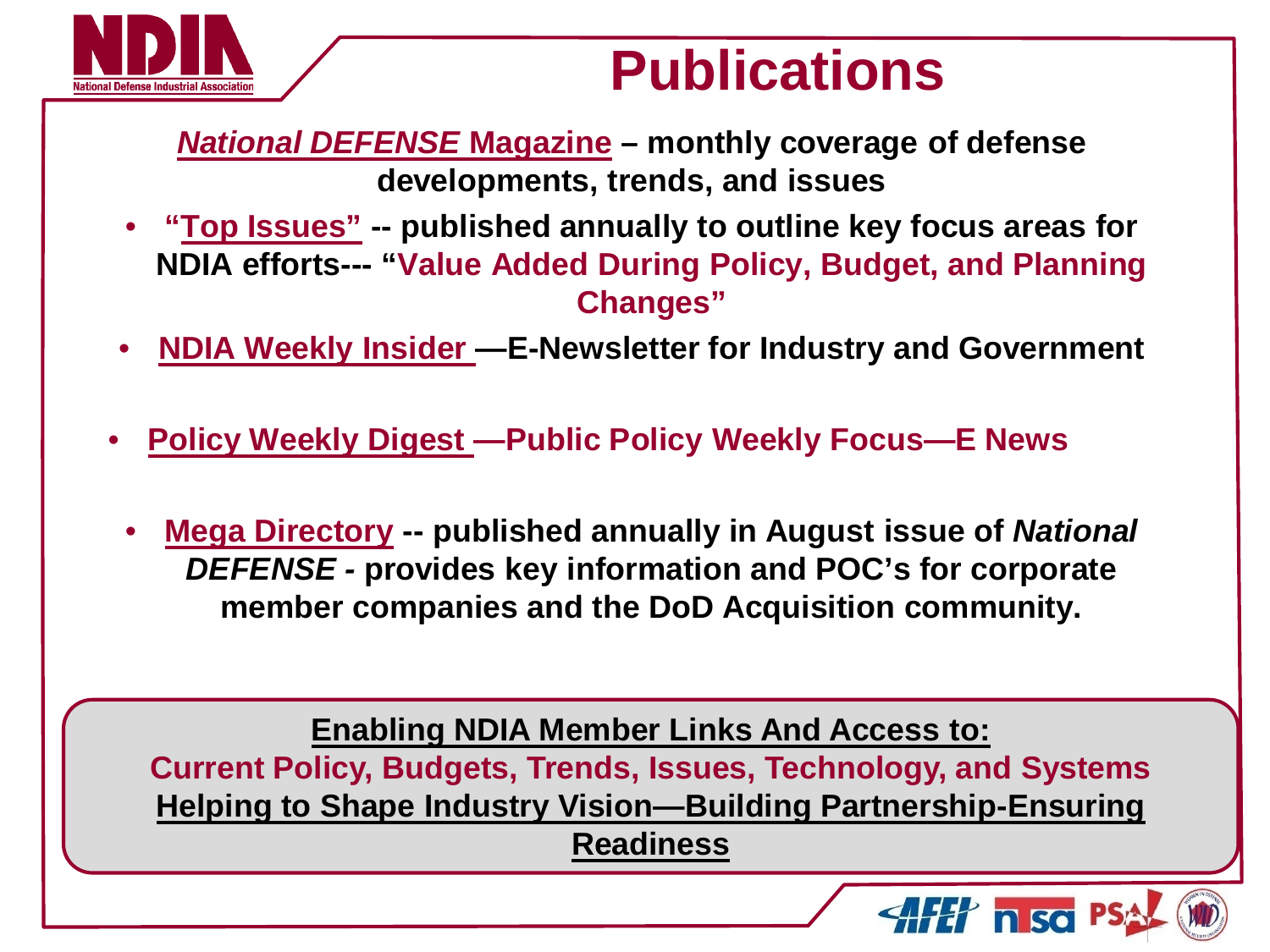# Publications

***National DEFENSE* Magazine** – **monthly coverage of defense developments, trends, and issues**

- **"Top Issues" -- published annually to outline key focus areas for NDIA efforts--- "Value Added During Policy, Budget, and Planning Changes"**
- **NDIA Weekly Insider —E-Newsletter for Industry and Government**
- **Policy Weekly Digest —Public Policy Weekly Focus—E News**
- **Mega Directory -- published annually in August issue of *National DEFENSE* - provides key information and POC's for corporate member companies and the DoD Acquisition community.**

**Enabling NDIA Member Links And Access to:**
**Current Policy, Budgets, Trends, Issues, Technology, and Systems**
**Helping to Shape Industry Vision—Building Partnership-Ensuring Readiness**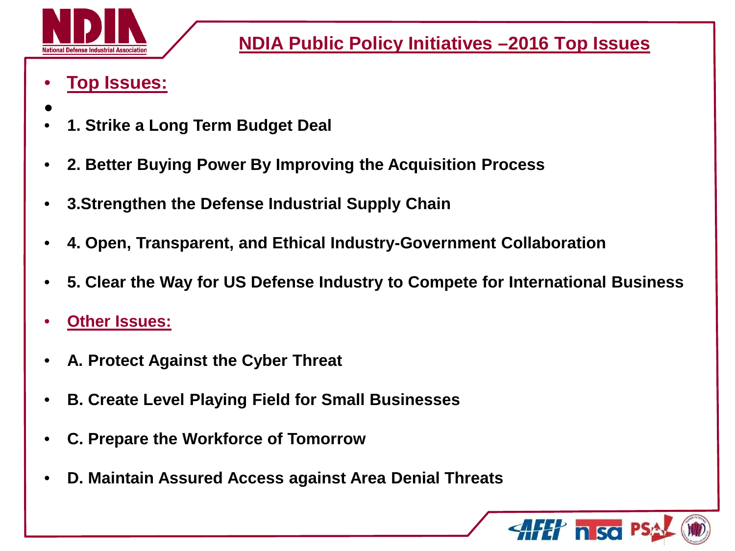# NDIA Public Policy Initiatives –2016 Top Issues

- **Top Issues:**
- **1. Strike a Long Term Budget Deal**
- **2. Better Buying Power By Improving the Acquisition Process**
- **3.Strengthen the Defense Industrial Supply Chain**
- **4. Open, Transparent, and Ethical Industry-Government Collaboration**
- **5. Clear the Way for US Defense Industry to Compete for International Business**
- **Other Issues:**
- **A. Protect Against the Cyber Threat**
- **B. Create Level Playing Field for Small Businesses**
- **C. Prepare the Workforce of Tomorrow**
- **D. Maintain Assured Access against Area Denial Threats**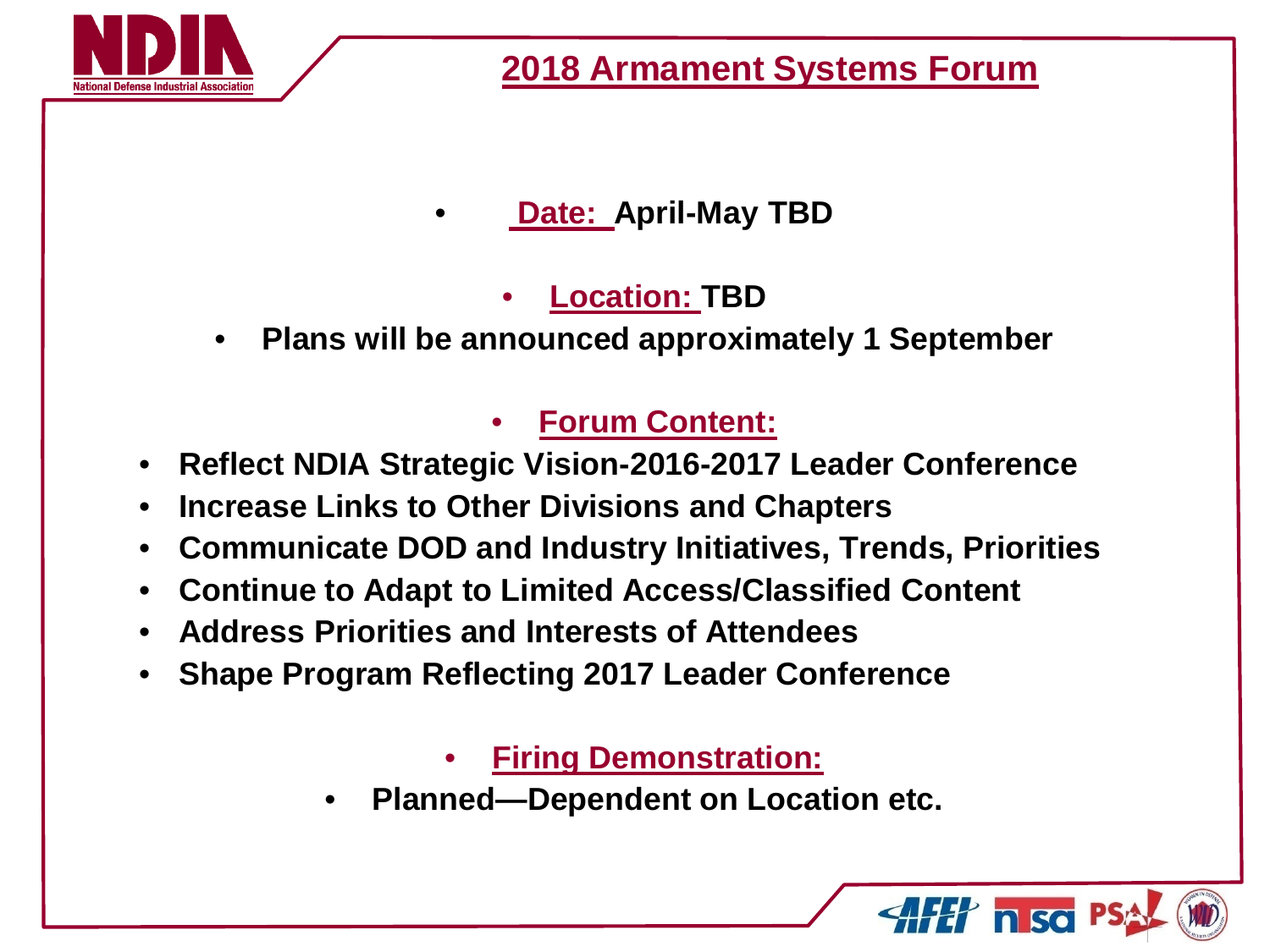# 2018 Armament Systems Forum

- **Date: April-May TBD**
- **Location: TBD**
- **Plans will be announced approximately 1 September**

- **Forum Content:**
- **Reflect NDIA Strategic Vision-2016-2017 Leader Conference**
- **Increase Links to Other Divisions and Chapters**
- **Communicate DOD and Industry Initiatives, Trends, Priorities**
- **Continue to Adapt to Limited Access/Classified Content**
- **Address Priorities and Interests of Attendees**
- **Shape Program Reflecting 2017 Leader Conference**

- **Firing Demonstration:**
- **Planned—Dependent on Location etc.**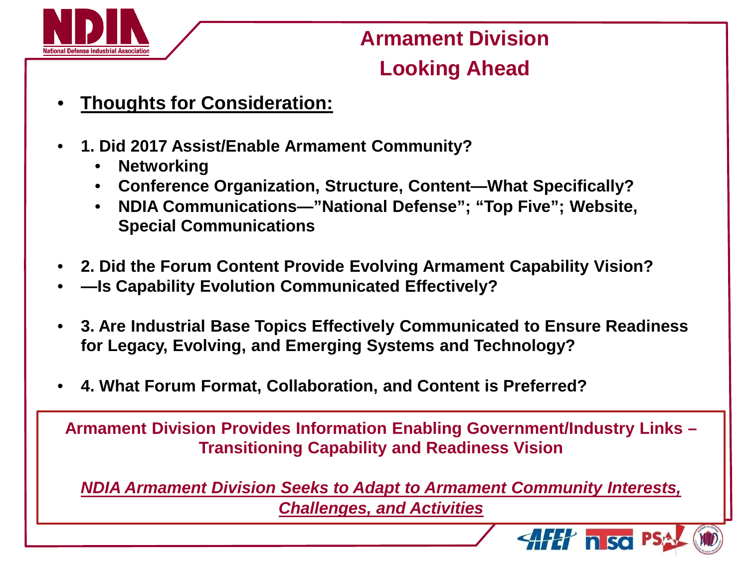# Armament Division
## Looking Ahead

- **<u>Thoughts for Consideration:</u>**

- **1. Did 2017 Assist/Enable Armament Community?**
  - **Networking**
  - **Conference Organization, Structure, Content—What Specifically?**
  - **NDIA Communications—"National Defense"; "Top Five"; Website, Special Communications**

- **2. Did the Forum Content Provide Evolving Armament Capability Vision?**
- **—Is Capability Evolution Communicated Effectively?**

- **3. Are Industrial Base Topics Effectively Communicated to Ensure Readiness for Legacy, Evolving, and Emerging Systems and Technology?**

- **4. What Forum Format, Collaboration, and Content is Preferred?**

**Armament Division Provides Information Enabling Government/Industry Links – Transitioning Capability and Readiness Vision**

***<u>NDIA Armament Division Seeks to Adapt to Armament Community Interests, Challenges, and Activities</u>***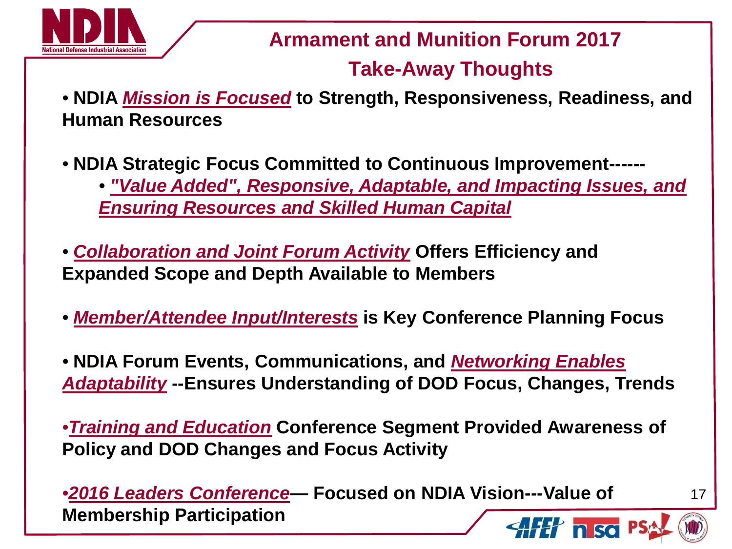## Armament and Munition Forum 2017

## Take-Away Thoughts

- **NDIA *Mission is Focused* to Strength, Responsiveness, Readiness, and Human Resources**

- **NDIA Strategic Focus Committed to Continuous Improvement------**
  - ***"Value Added", Responsive, Adaptable, and Impacting Issues, and Ensuring Resources and Skilled Human Capital***

- ***Collaboration and Joint Forum Activity* Offers Efficiency and Expanded Scope and Depth Available to Members**

- ***Member/Attendee Input/Interests* is Key Conference Planning Focus**

- **NDIA Forum Events, Communications, and *Networking Enables Adaptability* --Ensures Understanding of DOD Focus, Changes, Trends**

- ***Training and Education* Conference Segment Provided Awareness of Policy and DOD Changes and Focus Activity**

- ***2016 Leaders Conference*— Focused on NDIA Vision---Value of Membership Participation**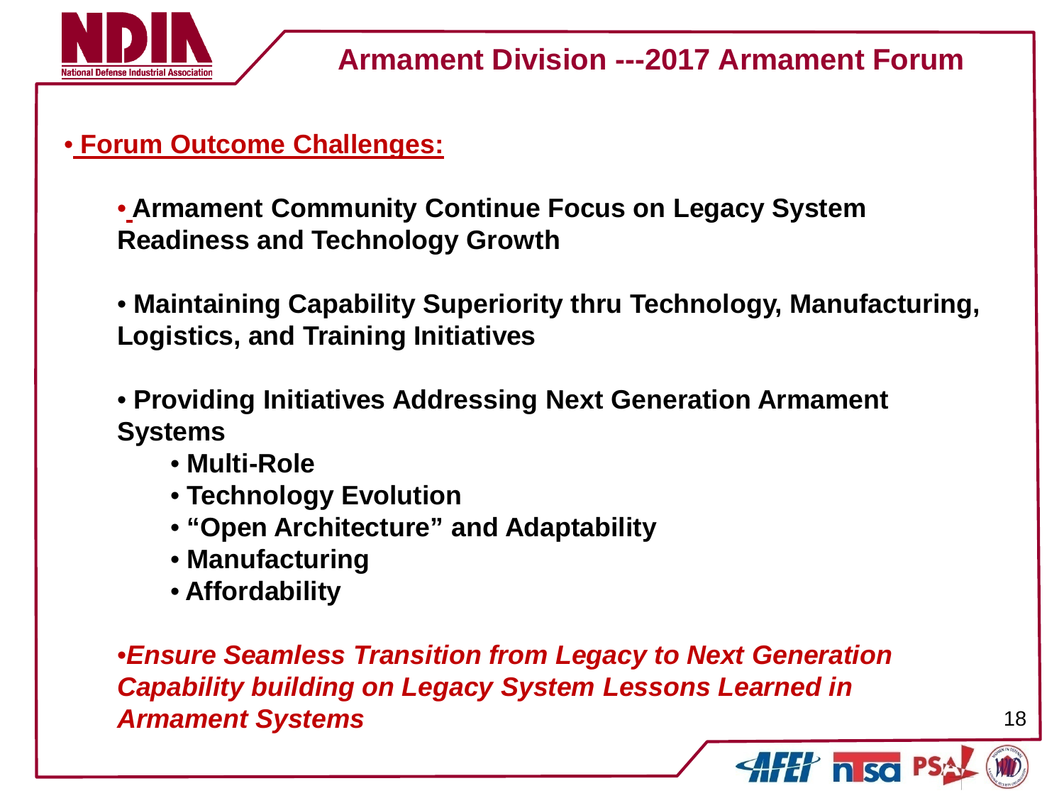# Armament Division ---2017 Armament Forum

- **Forum Outcome Challenges:**

  - **Armament Community Continue Focus on Legacy System Readiness and Technology Growth**

  - **Maintaining Capability Superiority thru Technology, Manufacturing, Logistics, and Training Initiatives**

  - **Providing Initiatives Addressing Next Generation Armament Systems**
    - **Multi-Role**
    - **Technology Evolution**
    - **"Open Architecture" and Adaptability**
    - **Manufacturing**
    - **Affordability**

  - ***Ensure Seamless Transition from Legacy to Next Generation Capability building on Legacy System Lessons Learned in Armament Systems***